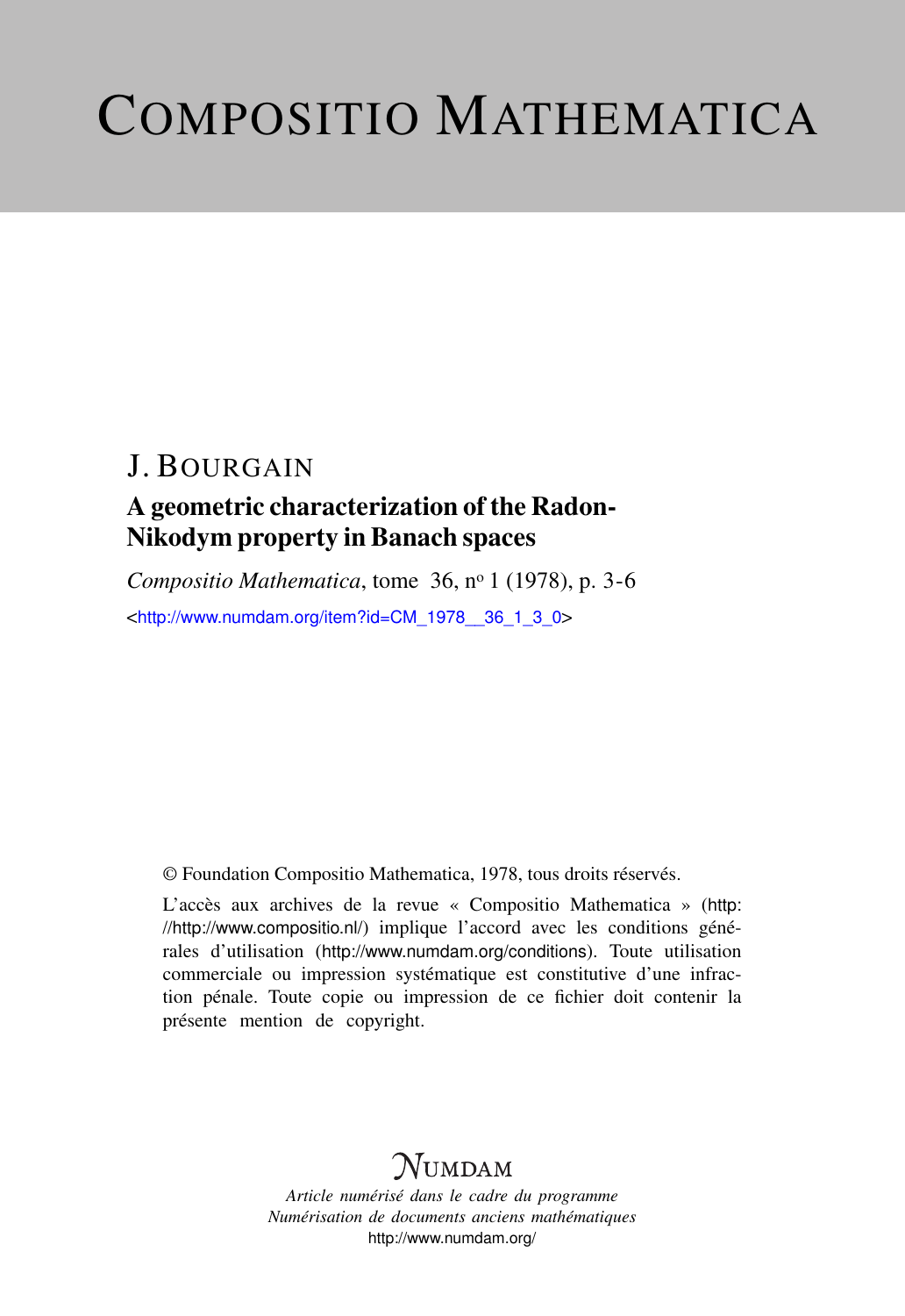# COMPOSITIO MATHEMATICA

## J. BOURGAIN

### A geometric characterization of the Radon-Nikodym property in Banach spaces

*Compositio Mathematica*, tome 36, nº 1 (1978), p. 3-6

<http://www.numdam.org/item?id=CM_1978__36_1_3_0>

© Foundation Compositio Mathematica, 1978, tous droits réservés.

L'accès aux archives de la revue « Compositio Mathematica » (http://http://www.compositio.nl/) implique l'accord avec les conditions générales d'utilisation (http://www.numdam.org/conditions). Toute utilisation commerciale ou impression systématique est constitutive d'une infraction pénale. Toute copie ou impression de ce fichier doit contenir la présente mention de copyright.

NUMDAM

*Article numérisé dans le cadre du programme Numérisation de documents anciens mathématiques*
http://www.numdam.org/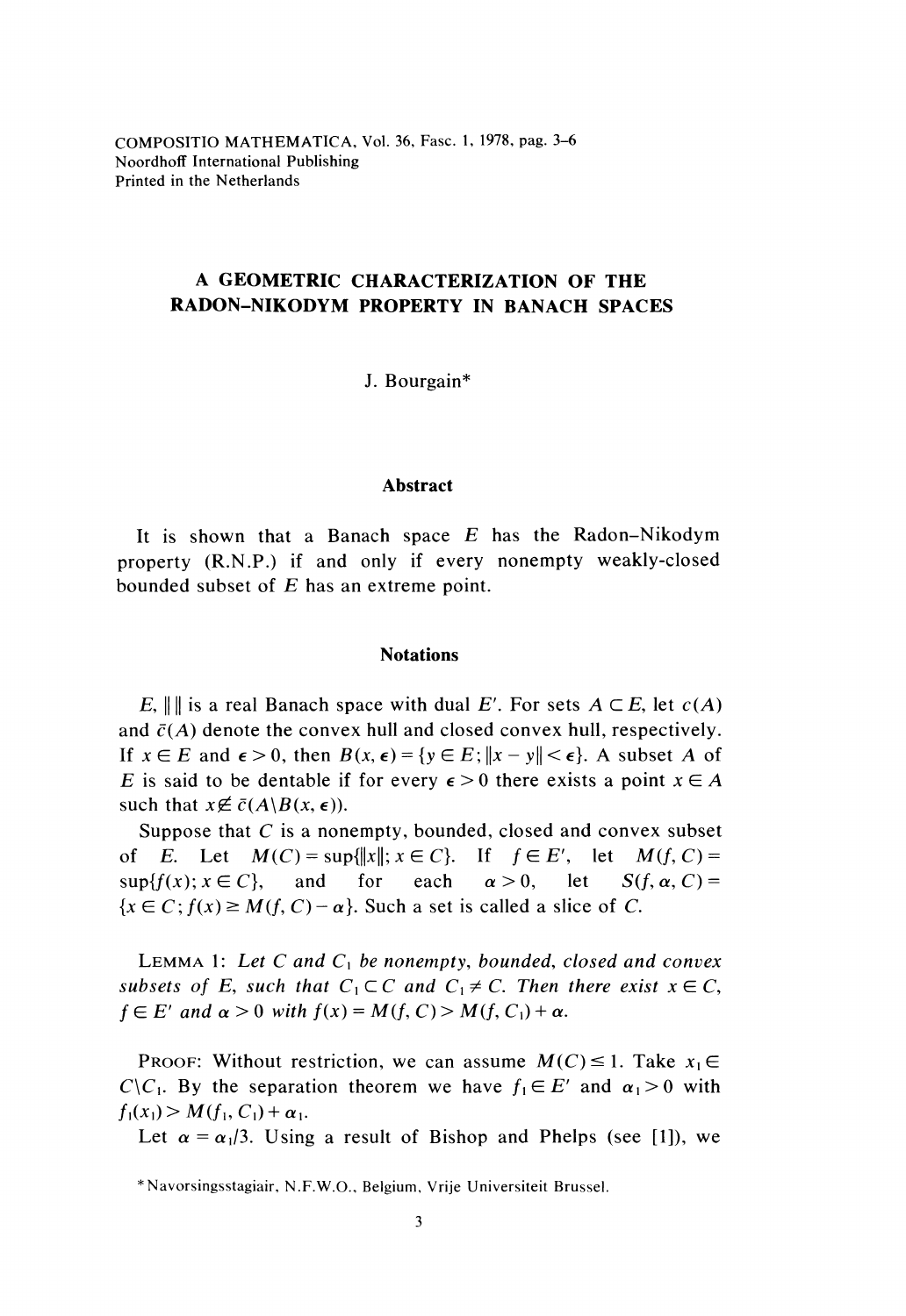COMPOSITIO MATHEMATICA, Vol. 36, Fasc. 1, 1978, pag. 3–6
Noordhoff International Publishing
Printed in the Netherlands

# A GEOMETRIC CHARACTERIZATION OF THE RADON–NIKODYM PROPERTY IN BANACH SPACES

J. Bourgain*

## Abstract

It is shown that a Banach space $E$ has the Radon–Nikodym property (R.N.P.) if and only if every nonempty weakly-closed bounded subset of $E$ has an extreme point.

## Notations

$E, \| \|$ is a real Banach space with dual $E'$. For sets $A \subset E$, let $c(A)$ and $\bar{c}(A)$ denote the convex hull and closed convex hull, respectively. If $x \in E$ and $\epsilon > 0$, then $B(x, \epsilon) = \{y \in E; \|x - y\| < \epsilon\}$. A subset $A$ of $E$ is said to be dentable if for every $\epsilon > 0$ there exists a point $x \in A$ such that $x \notin \bar{c}(A \backslash B(x, \epsilon))$.

Suppose that $C$ is a nonempty, bounded, closed and convex subset of $E$. Let $M(C) = \sup\{\|x\|; x \in C\}$. If $f \in E'$, let $M(f, C) = \sup\{f(x); x \in C\}$, and for each $\alpha > 0$, let $S(f, \alpha, C) = \{x \in C; f(x) \geq M(f, C) - \alpha\}$. Such a set is called a slice of $C$.

LEMMA 1: *Let $C$ and $C_1$ be nonempty, bounded, closed and convex subsets of $E$, such that $C_1 \subset C$ and $C_1 \neq C$. Then there exist $x \in C$, $f \in E'$ and $\alpha > 0$ with $f(x) = M(f, C) > M(f, C_1) + \alpha$.*

PROOF: Without restriction, we can assume $M(C) \leq 1$. Take $x_1 \in C \backslash C_1$. By the separation theorem we have $f_1 \in E'$ and $\alpha_1 > 0$ with $f_1(x_1) > M(f_1, C_1) + \alpha_1$.

Let $\alpha = \alpha_1/3$. Using a result of Bishop and Phelps (see [1]), we

*Navorsingsstagiair, N.F.W.O., Belgium, Vrije Universiteit Brussel.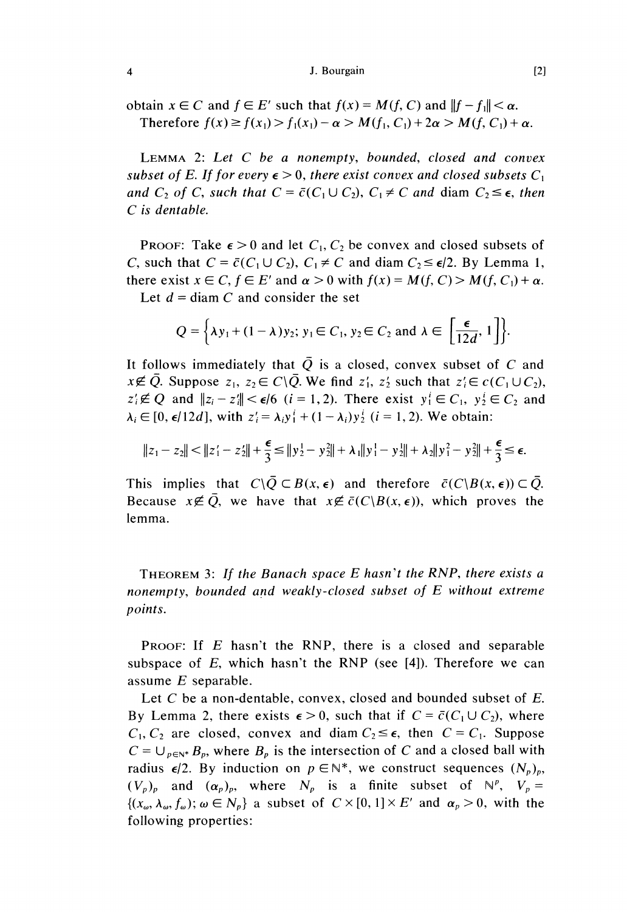obtain $x \in C$ and $f \in E'$ such that $f(x) = M(f, C)$ and $\|f - f_1\| < \alpha$.

Therefore $f(x) \geq f(x_1) > f_1(x_1) - \alpha > M(f_1, C_1) + 2\alpha > M(f, C_1) + \alpha$.

LEMMA 2: *Let $C$ be a nonempty, bounded, closed and convex subset of $E$. If for every $\epsilon > 0$, there exist convex and closed subsets $C_1$ and $C_2$ of $C$, such that $C = \bar{c}(C_1 \cup C_2)$, $C_1 \neq C$ and* diam $C_2 \leq \epsilon$, *then $C$ is dentable.*

PROOF: Take $\epsilon > 0$ and let $C_1, C_2$ be convex and closed subsets of $C$, such that $C = \bar{c}(C_1 \cup C_2)$, $C_1 \neq C$ and diam $C_2 \leq \epsilon/2$. By Lemma 1, there exist $x \in C$, $f \in E'$ and $\alpha > 0$ with $f(x) = M(f, C) > M(f, C_1) + \alpha$.

Let $d = \text{diam } C$ and consider the set

$$Q = \left\{ \lambda y_1 + (1 - \lambda) y_2;\ y_1 \in C_1, y_2 \in C_2 \text{ and } \lambda \in \left[\frac{\epsilon}{12d}, 1\right] \right\}.$$

It follows immediately that $\bar{Q}$ is a closed, convex subset of $C$ and $x \notin \bar{Q}$. Suppose $z_1, z_2 \in C \backslash \bar{Q}$. We find $z_1', z_2'$ such that $z_i' \in c(C_1 \cup C_2)$, $z_i' \notin Q$ and $\|z_i - z_i'\| < \epsilon/6$ $(i = 1, 2)$. There exist $y_1^i \in C_1$, $y_2^i \in C_2$ and $\lambda_i \in [0, \epsilon/12d]$, with $z_i' = \lambda_i y_1^i + (1 - \lambda_i) y_2^i$ $(i = 1, 2)$. We obtain:

$$\|z_1 - z_2\| < \|z_1' - z_2'\| + \frac{\epsilon}{3} \leq \|y_2^1 - y_2^2\| + \lambda_1 \|y_1^1 - y_2^1\| + \lambda_2 \|y_1^2 - y_2^2\| + \frac{\epsilon}{3} \leq \epsilon.$$

This implies that $C \backslash \bar{Q} \subset B(x, \epsilon)$ and therefore $\bar{c}(C \backslash B(x, \epsilon)) \subset \bar{Q}$. Because $x \notin \bar{Q}$, we have that $x \notin \bar{c}(C \backslash B(x, \epsilon))$, which proves the lemma.

THEOREM 3: *If the Banach space $E$ hasn't the RNP, there exists a nonempty, bounded and weakly-closed subset of $E$ without extreme points.*

PROOF: If $E$ hasn't the RNP, there is a closed and separable subspace of $E$, which hasn't the RNP (see [4]). Therefore we can assume $E$ separable.

Let $C$ be a non-dentable, convex, closed and bounded subset of $E$. By Lemma 2, there exists $\epsilon > 0$, such that if $C = \bar{c}(C_1 \cup C_2)$, where $C_1, C_2$ are closed, convex and diam $C_2 \leq \epsilon$, then $C = C_1$. Suppose $C = \bigcup_{p \in \mathbb{N}^*} B_p$, where $B_p$ is the intersection of $C$ and a closed ball with radius $\epsilon/2$. By induction on $p \in \mathbb{N}^*$, we construct sequences $(N_p)_p$, $(V_p)_p$ and $(\alpha_p)_p$, where $N_p$ is a finite subset of $\mathbb{N}^p$, $V_p = \{(x_\omega, \lambda_\omega, f_\omega);\ \omega \in N_p\}$ a subset of $C \times [0, 1] \times E'$ and $\alpha_p > 0$, with the following properties: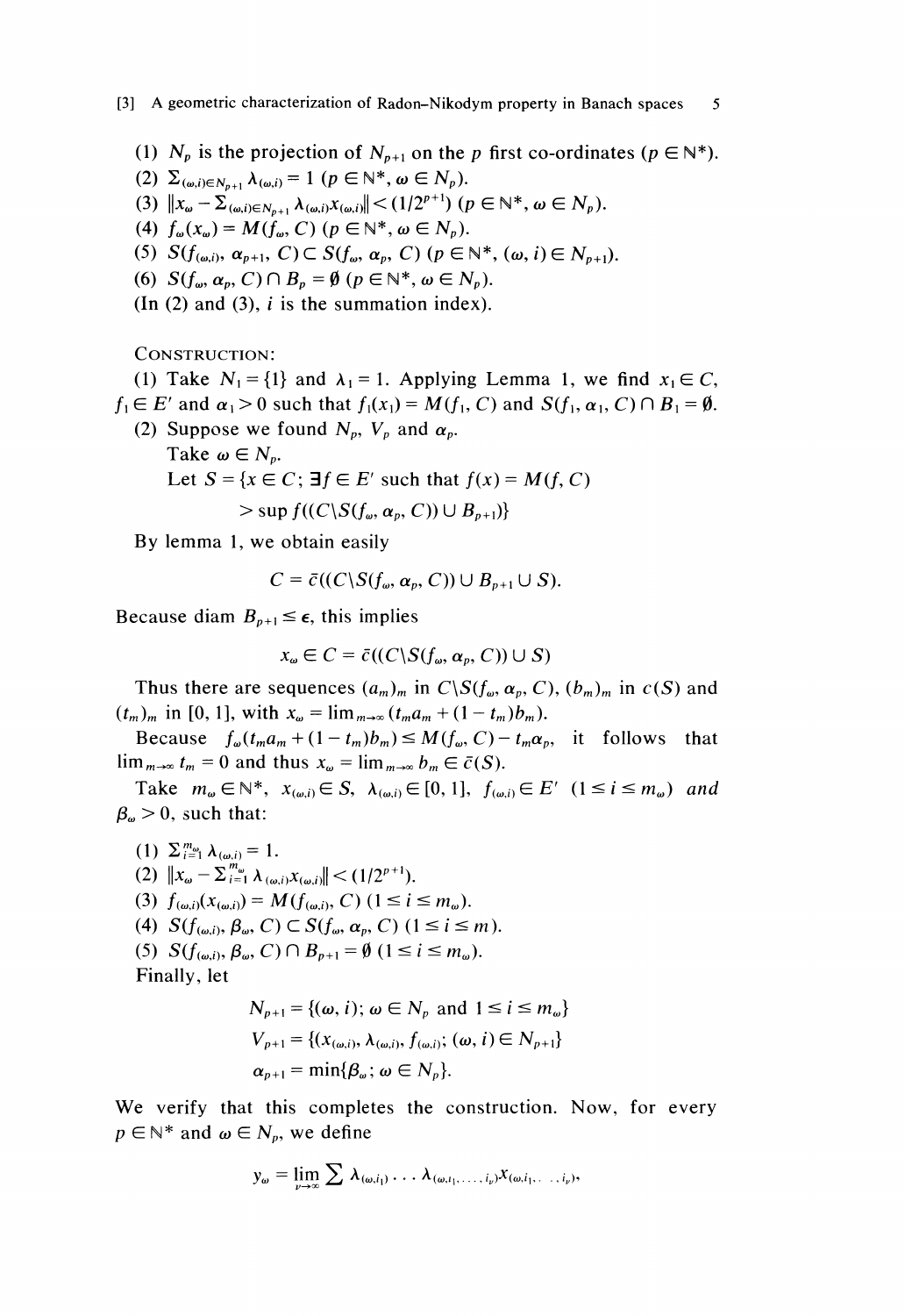(1) $N_p$ is the projection of $N_{p+1}$ on the $p$ first co-ordinates ($p \in \mathbb{N}^*$).

(2) $\sum_{(\omega,i)\in N_{p+1}} \lambda_{(\omega,i)} = 1$ ($p \in \mathbb{N}^*$, $\omega \in N_p$).

(3) $\|x_\omega - \sum_{(\omega,i)\in N_{p+1}} \lambda_{(\omega,i)} x_{(\omega,i)}\| < (1/2^{p+1})$ ($p \in \mathbb{N}^*$, $\omega \in N_p$).

(4) $f_\omega(x_\omega) = M(f_\omega, C)$ ($p \in \mathbb{N}^*$, $\omega \in N_p$).

(5) $S(f_{(\omega,i)}, \alpha_{p+1}, C) \subset S(f_\omega, \alpha_p, C)$ ($p \in \mathbb{N}^*$, $(\omega, i) \in N_{p+1}$).

(6) $S(f_\omega, \alpha_p, C) \cap B_p = \emptyset$ ($p \in \mathbb{N}^*$, $\omega \in N_p$).

(In (2) and (3), $i$ is the summation index).

CONSTRUCTION:

(1) Take $N_1 = \{1\}$ and $\lambda_1 = 1$. Applying Lemma 1, we find $x_1 \in C$, $f_1 \in E'$ and $\alpha_1 > 0$ such that $f_1(x_1) = M(f_1, C)$ and $S(f_1, \alpha_1, C) \cap B_1 = \emptyset$.

(2) Suppose we found $N_p$, $V_p$ and $\alpha_p$.

Take $\omega \in N_p$.

Let 
$$S = \{x \in C;\ \exists f \in E' \text{ such that } f(x) = M(f, C) > \sup f((C \backslash S(f_\omega, \alpha_p, C)) \cup B_{p+1})\}$$

By lemma 1, we obtain easily

$$C = \bar{c}((C \backslash S(f_\omega, \alpha_p, C)) \cup B_{p+1} \cup S).$$

Because diam $B_{p+1} \leq \epsilon$, this implies

$$x_\omega \in C = \bar{c}((C \backslash S(f_\omega, \alpha_p, C)) \cup S)$$

Thus there are sequences $(a_m)_m$ in $C \backslash S(f_\omega, \alpha_p, C)$, $(b_m)_m$ in $c(S)$ and $(t_m)_m$ in $[0, 1]$, with $x_\omega = \lim_{m\to\infty}(t_m a_m + (1 - t_m) b_m)$.

Because $f_\omega(t_m a_m + (1 - t_m) b_m) \leq M(f_\omega, C) - t_m \alpha_p$, it follows that $\lim_{m\to\infty} t_m = 0$ and thus $x_\omega = \lim_{m\to\infty} b_m \in \bar{c}(S)$.

Take $m_\omega \in \mathbb{N}^*$, $x_{(\omega,i)} \in S$, $\lambda_{(\omega,i)} \in [0, 1]$, $f_{(\omega,i)} \in E'$ $(1 \leq i \leq m_\omega)$ *and* $\beta_\omega > 0$, such that:

(1) $\sum_{i=1}^{m_\omega} \lambda_{(\omega,i)} = 1$.

(2) $\|x_\omega - \sum_{i=1}^{m_\omega} \lambda_{(\omega,i)} x_{(\omega,i)}\| < (1/2^{p+1})$.

(3) $f_{(\omega,i)}(x_{(\omega,i)}) = M(f_{(\omega,i)}, C)$ $(1 \leq i \leq m_\omega)$.

(4) $S(f_{(\omega,i)}, \beta_\omega, C) \subset S(f_\omega, \alpha_p, C)$ $(1 \leq i \leq m)$.

(5) $S(f_{(\omega,i)}, \beta_\omega, C) \cap B_{p+1} = \emptyset$ $(1 \leq i \leq m_\omega)$.

Finally, let

$$N_{p+1} = \{(\omega, i);\ \omega \in N_p \text{ and } 1 \leq i \leq m_\omega\}$$
$$V_{p+1} = \{(x_{(\omega,i)}, \lambda_{(\omega,i)}, f_{(\omega,i)};\ (\omega, i) \in N_{p+1}\}$$
$$\alpha_{p+1} = \min\{\beta_\omega;\ \omega \in N_p\}.$$

We verify that this completes the construction. Now, for every $p \in \mathbb{N}^*$ and $\omega \in N_p$, we define

$$y_\omega = \lim_{\nu\to\infty} \sum \lambda_{(\omega,i_1)} \cdots \lambda_{(\omega,i_1,\ldots,i_\nu)} x_{(\omega,i_1,\ldots,i_\nu)},$$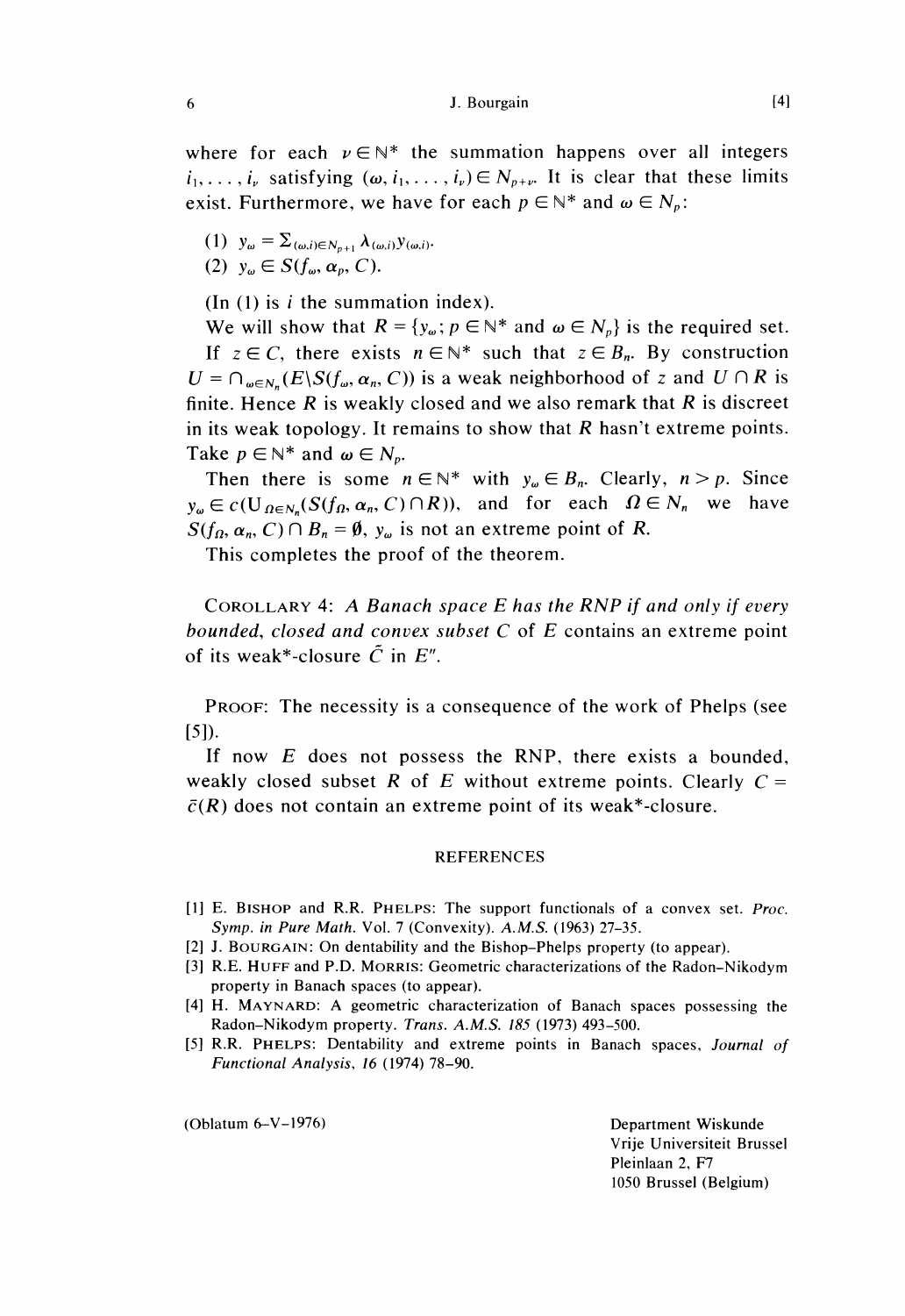where for each $\nu \in \mathbb{N}^*$ the summation happens over all integers $i_1, \ldots, i_\nu$ satisfying $(\omega, i_1, \ldots, i_\nu) \in N_{p+\nu}$. It is clear that these limits exist. Furthermore, we have for each $p \in \mathbb{N}^*$ and $\omega \in N_p$:

(1) $y_\omega = \Sigma_{(\omega,i) \in N_{p+1}} \lambda_{(\omega,i)} y_{(\omega,i)}$.
(2) $y_\omega \in S(f_\omega, \alpha_p, C)$.

(In (1) is $i$ the summation index).

We will show that $R = \{y_\omega; p \in \mathbb{N}^* \text{ and } \omega \in N_p\}$ is the required set.

If $z \in C$, there exists $n \in \mathbb{N}^*$ such that $z \in B_n$. By construction $U = \bigcap_{\omega \in N_n} (E \backslash S(f_\omega, \alpha_n, C))$ is a weak neighborhood of $z$ and $U \cap R$ is finite. Hence $R$ is weakly closed and we also remark that $R$ is discreet in its weak topology. It remains to show that $R$ hasn't extreme points. Take $p \in \mathbb{N}^*$ and $\omega \in N_p$.

Then there is some $n \in \mathbb{N}^*$ with $y_\omega \in B_n$. Clearly, $n > p$. Since $y_\omega \in c(\bigcup_{\Omega \in N_n} (S(f_\Omega, \alpha_n, C) \cap R))$, and for each $\Omega \in N_n$ we have $S(f_\Omega, \alpha_n, C) \cap B_n = \emptyset$, $y_\omega$ is not an extreme point of $R$.

This completes the proof of the theorem.

COROLLARY 4: *A Banach space $E$ has the RNP if and only if every bounded, closed and convex subset $C$ of $E$ contains an extreme point of its weak\*-closure $\tilde{C}$ in $E''$.*

PROOF: The necessity is a consequence of the work of Phelps (see [5]).

If now $E$ does not possess the RNP, there exists a bounded, weakly closed subset $R$ of $E$ without extreme points. Clearly $C = \bar{c}(R)$ does not contain an extreme point of its weak\*-closure.

## REFERENCES

[1] E. BISHOP and R.R. PHELPS: The support functionals of a convex set. *Proc. Symp. in Pure Math.* Vol. 7 (Convexity). *A.M.S.* (1963) 27–35.

[2] J. BOURGAIN: On dentability and the Bishop–Phelps property (to appear).

[3] R.E. HUFF and P.D. MORRIS: Geometric characterizations of the Radon–Nikodym property in Banach spaces (to appear).

[4] H. MAYNARD: A geometric characterization of Banach spaces possessing the Radon–Nikodym property. *Trans. A.M.S.* *185* (1973) 493–500.

[5] R.R. PHELPS: Dentability and extreme points in Banach spaces, *Journal of Functional Analysis*, *16* (1974) 78–90.

(Oblatum 6–V–1976)

Department Wiskunde
Vrije Universiteit Brussel
Pleinlaan 2, F7
1050 Brussel (Belgium)